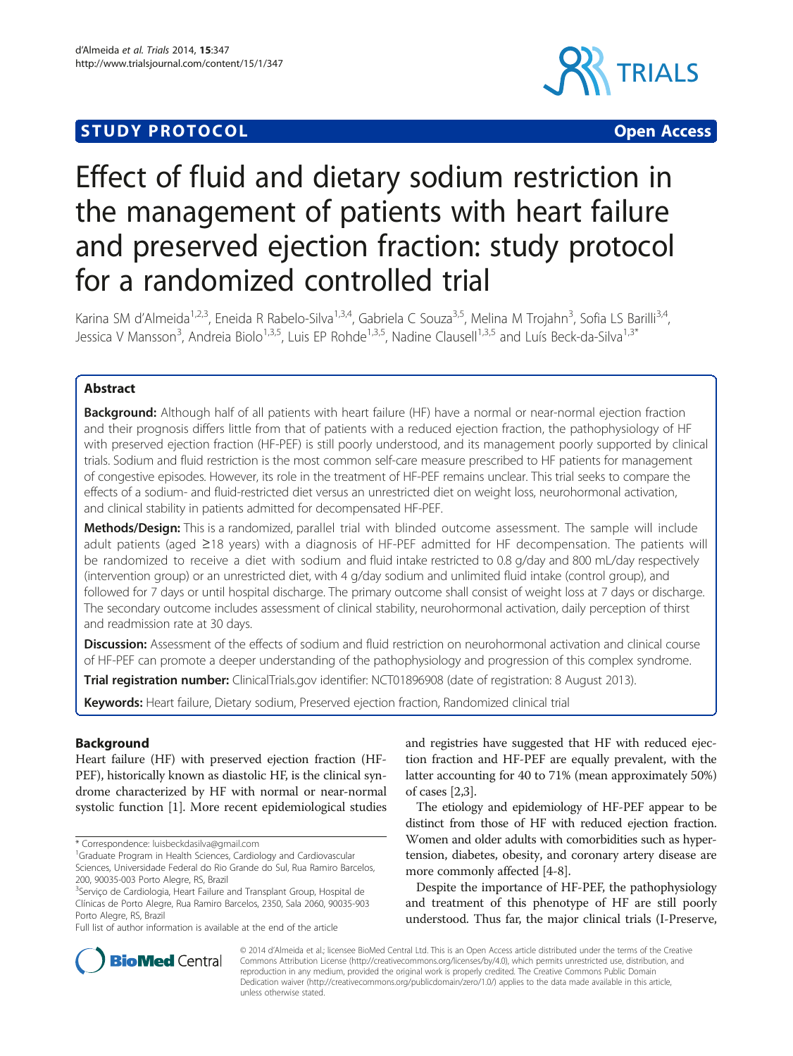STUDY PROTOCOL Open Access

# Effect of fluid and dietary sodium restriction in the management of patients with heart failure and preserved ejection fraction: study protocol for a randomized controlled trial

Karina SM d'Almeida[1,2,3], Eneida R Rabelo-Silva[1,3,4], Gabriela C Souza[3,5], Melina M Trojahn[3], Sofia LS Barilli[3,4], Jessica V Mansson[3], Andreia Biolo[1,3,5], Luis EP Rohde[1,3,5], Nadine Clausell[1,3,5] and Luís Beck-da-Silva[1,3*]

## Abstract

**Background:** Although half of all patients with heart failure (HF) have a normal or near-normal ejection fraction and their prognosis differs little from that of patients with a reduced ejection fraction, the pathophysiology of HF with preserved ejection fraction (HF-PEF) is still poorly understood, and its management poorly supported by clinical trials. Sodium and fluid restriction is the most common self-care measure prescribed to HF patients for management of congestive episodes. However, its role in the treatment of HF-PEF remains unclear. This trial seeks to compare the effects of a sodium- and fluid-restricted diet versus an unrestricted diet on weight loss, neurohormonal activation, and clinical stability in patients admitted for decompensated HF-PEF.

**Methods/Design:** This is a randomized, parallel trial with blinded outcome assessment. The sample will include adult patients (aged ≥18 years) with a diagnosis of HF-PEF admitted for HF decompensation. The patients will be randomized to receive a diet with sodium and fluid intake restricted to 0.8 g/day and 800 mL/day respectively (intervention group) or an unrestricted diet, with 4 g/day sodium and unlimited fluid intake (control group), and followed for 7 days or until hospital discharge. The primary outcome shall consist of weight loss at 7 days or discharge. The secondary outcome includes assessment of clinical stability, neurohormonal activation, daily perception of thirst and readmission rate at 30 days.

**Discussion:** Assessment of the effects of sodium and fluid restriction on neurohormonal activation and clinical course of HF-PEF can promote a deeper understanding of the pathophysiology and progression of this complex syndrome.

**Trial registration number:** ClinicalTrials.gov identifier: NCT01896908 (date of registration: 8 August 2013).

**Keywords:** Heart failure, Dietary sodium, Preserved ejection fraction, Randomized clinical trial

## Background

Heart failure (HF) with preserved ejection fraction (HF-PEF), historically known as diastolic HF, is the clinical syndrome characterized by HF with normal or near-normal systolic function [1]. More recent epidemiological studies and registries have suggested that HF with reduced ejection fraction and HF-PEF are equally prevalent, with the latter accounting for 40 to 71% (mean approximately 50%) of cases [2,3].

The etiology and epidemiology of HF-PEF appear to be distinct from those of HF with reduced ejection fraction. Women and older adults with comorbidities such as hypertension, diabetes, obesity, and coronary artery disease are more commonly affected [4-8].

Despite the importance of HF-PEF, the pathophysiology and treatment of this phenotype of HF are still poorly understood. Thus far, the major clinical trials (I-Preserve,

* Correspondence: luisbeckdasilva@gmail.com
[1]Graduate Program in Health Sciences, Cardiology and Cardiovascular Sciences, Universidade Federal do Rio Grande do Sul, Rua Ramiro Barcelos, 200, 90035-003 Porto Alegre, RS, Brazil
[3]Serviço de Cardiologia, Heart Failure and Transplant Group, Hospital de Clínicas de Porto Alegre, Rua Ramiro Barcelos, 2350, Sala 2060, 90035-903 Porto Alegre, RS, Brazil
Full list of author information is available at the end of the article

© 2014 d'Almeida et al.; licensee BioMed Central Ltd. This is an Open Access article distributed under the terms of the Creative Commons Attribution License (http://creativecommons.org/licenses/by/4.0), which permits unrestricted use, distribution, and reproduction in any medium, provided the original work is properly credited. The Creative Commons Public Domain Dedication waiver (http://creativecommons.org/publicdomain/zero/1.0/) applies to the data made available in this article, unless otherwise stated.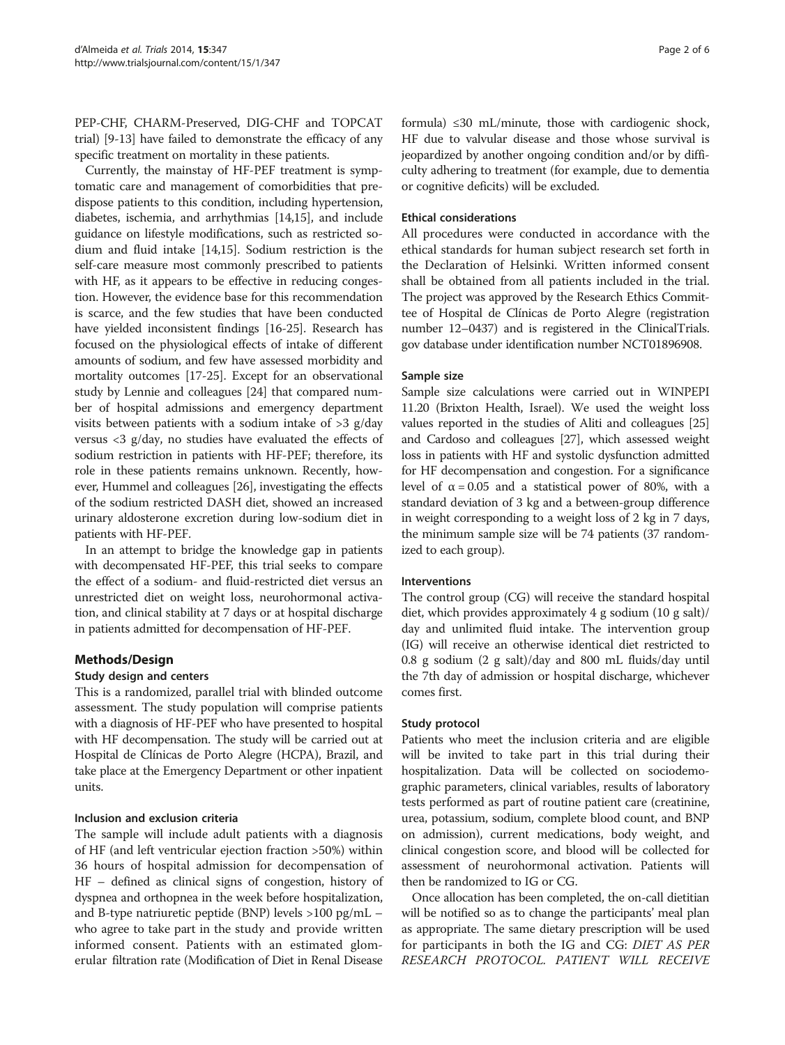PEP-CHF, CHARM-Preserved, DIG-CHF and TOPCAT trial) [9-13] have failed to demonstrate the efficacy of any specific treatment on mortality in these patients.

Currently, the mainstay of HF-PEF treatment is symptomatic care and management of comorbidities that predispose patients to this condition, including hypertension, diabetes, ischemia, and arrhythmias [14,15], and include guidance on lifestyle modifications, such as restricted sodium and fluid intake [14,15]. Sodium restriction is the self-care measure most commonly prescribed to patients with HF, as it appears to be effective in reducing congestion. However, the evidence base for this recommendation is scarce, and the few studies that have been conducted have yielded inconsistent findings [16-25]. Research has focused on the physiological effects of intake of different amounts of sodium, and few have assessed morbidity and mortality outcomes [17-25]. Except for an observational study by Lennie and colleagues [24] that compared number of hospital admissions and emergency department visits between patients with a sodium intake of >3 g/day versus <3 g/day, no studies have evaluated the effects of sodium restriction in patients with HF-PEF; therefore, its role in these patients remains unknown. Recently, however, Hummel and colleagues [26], investigating the effects of the sodium restricted DASH diet, showed an increased urinary aldosterone excretion during low-sodium diet in patients with HF-PEF.

In an attempt to bridge the knowledge gap in patients with decompensated HF-PEF, this trial seeks to compare the effect of a sodium- and fluid-restricted diet versus an unrestricted diet on weight loss, neurohormonal activation, and clinical stability at 7 days or at hospital discharge in patients admitted for decompensation of HF-PEF.

## Methods/Design

### Study design and centers

This is a randomized, parallel trial with blinded outcome assessment. The study population will comprise patients with a diagnosis of HF-PEF who have presented to hospital with HF decompensation. The study will be carried out at Hospital de Clínicas de Porto Alegre (HCPA), Brazil, and take place at the Emergency Department or other inpatient units.

### Inclusion and exclusion criteria

The sample will include adult patients with a diagnosis of HF (and left ventricular ejection fraction >50%) within 36 hours of hospital admission for decompensation of HF – defined as clinical signs of congestion, history of dyspnea and orthopnea in the week before hospitalization, and B-type natriuretic peptide (BNP) levels >100 pg/mL – who agree to take part in the study and provide written informed consent. Patients with an estimated glomerular filtration rate (Modification of Diet in Renal Disease formula) ≤30 mL/minute, those with cardiogenic shock, HF due to valvular disease and those whose survival is jeopardized by another ongoing condition and/or by difficulty adhering to treatment (for example, due to dementia or cognitive deficits) will be excluded.

### Ethical considerations

All procedures were conducted in accordance with the ethical standards for human subject research set forth in the Declaration of Helsinki. Written informed consent shall be obtained from all patients included in the trial. The project was approved by the Research Ethics Committee of Hospital de Clínicas de Porto Alegre (registration number 12–0437) and is registered in the ClinicalTrials.gov database under identification number NCT01896908.

### Sample size

Sample size calculations were carried out in WINPEPI 11.20 (Brixton Health, Israel). We used the weight loss values reported in the studies of Aliti and colleagues [25] and Cardoso and colleagues [27], which assessed weight loss in patients with HF and systolic dysfunction admitted for HF decompensation and congestion. For a significance level of $\alpha = 0.05$ and a statistical power of 80%, with a standard deviation of 3 kg and a between-group difference in weight corresponding to a weight loss of 2 kg in 7 days, the minimum sample size will be 74 patients (37 randomized to each group).

### Interventions

The control group (CG) will receive the standard hospital diet, which provides approximately 4 g sodium (10 g salt)/day and unlimited fluid intake. The intervention group (IG) will receive an otherwise identical diet restricted to 0.8 g sodium (2 g salt)/day and 800 mL fluids/day until the 7th day of admission or hospital discharge, whichever comes first.

### Study protocol

Patients who meet the inclusion criteria and are eligible will be invited to take part in this trial during their hospitalization. Data will be collected on sociodemographic parameters, clinical variables, results of laboratory tests performed as part of routine patient care (creatinine, urea, potassium, sodium, complete blood count, and BNP on admission), current medications, body weight, and clinical congestion score, and blood will be collected for assessment of neurohormonal activation. Patients will then be randomized to IG or CG.

Once allocation has been completed, the on-call dietitian will be notified so as to change the participants' meal plan as appropriate. The same dietary prescription will be used for participants in both the IG and CG: *DIET AS PER RESEARCH PROTOCOL. PATIENT WILL RECEIVE*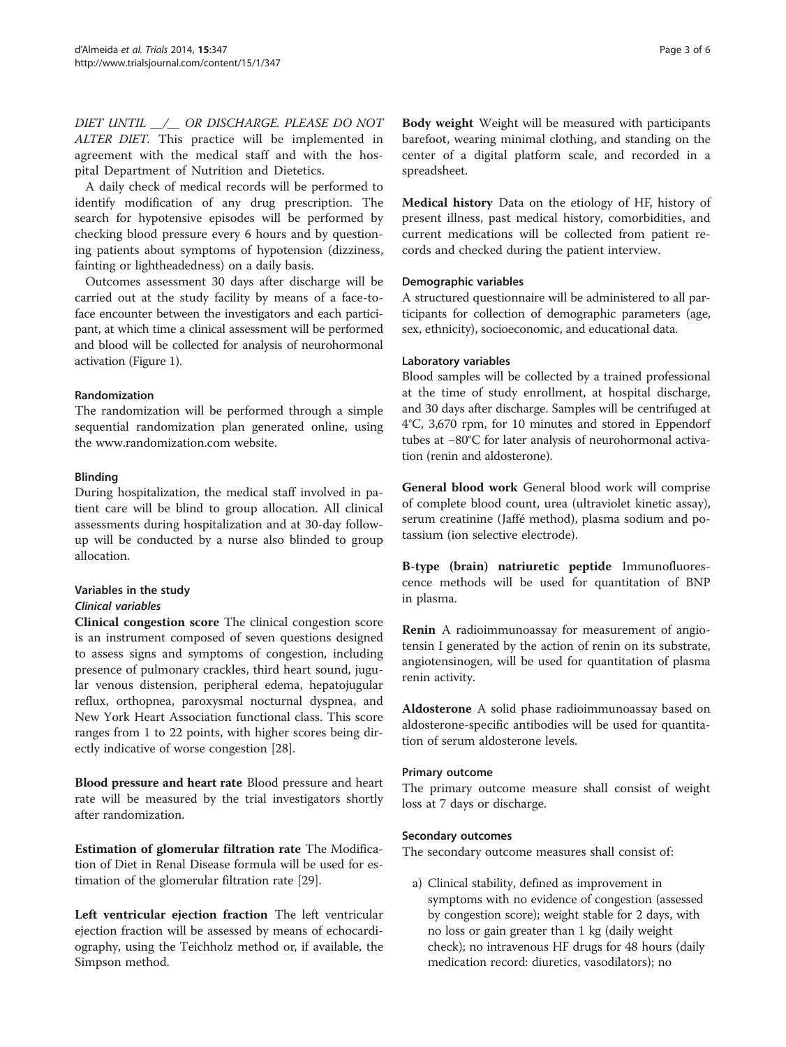*DIET UNTIL \_\_/\_\_ OR DISCHARGE. PLEASE DO NOT ALTER DIET*. This practice will be implemented in agreement with the medical staff and with the hospital Department of Nutrition and Dietetics.

A daily check of medical records will be performed to identify modification of any drug prescription. The search for hypotensive episodes will be performed by checking blood pressure every 6 hours and by questioning patients about symptoms of hypotension (dizziness, fainting or lightheadedness) on a daily basis.

Outcomes assessment 30 days after discharge will be carried out at the study facility by means of a face-to-face encounter between the investigators and each participant, at which time a clinical assessment will be performed and blood will be collected for analysis of neurohormonal activation (Figure 1).

#### Randomization

The randomization will be performed through a simple sequential randomization plan generated online, using the www.randomization.com website.

#### Blinding

During hospitalization, the medical staff involved in patient care will be blind to group allocation. All clinical assessments during hospitalization and at 30-day follow-up will be conducted by a nurse also blinded to group allocation.

#### Variables in the study

##### *Clinical variables*

**Clinical congestion score** The clinical congestion score is an instrument composed of seven questions designed to assess signs and symptoms of congestion, including presence of pulmonary crackles, third heart sound, jugular venous distension, peripheral edema, hepatojugular reflux, orthopnea, paroxysmal nocturnal dyspnea, and New York Heart Association functional class. This score ranges from 1 to 22 points, with higher scores being directly indicative of worse congestion [28].

**Blood pressure and heart rate** Blood pressure and heart rate will be measured by the trial investigators shortly after randomization.

**Estimation of glomerular filtration rate** The Modification of Diet in Renal Disease formula will be used for estimation of the glomerular filtration rate [29].

**Left ventricular ejection fraction** The left ventricular ejection fraction will be assessed by means of echocardiography, using the Teichholz method or, if available, the Simpson method.

**Body weight** Weight will be measured with participants barefoot, wearing minimal clothing, and standing on the center of a digital platform scale, and recorded in a spreadsheet.

**Medical history** Data on the etiology of HF, history of present illness, past medical history, comorbidities, and current medications will be collected from patient records and checked during the patient interview.

#### Demographic variables

A structured questionnaire will be administered to all participants for collection of demographic parameters (age, sex, ethnicity), socioeconomic, and educational data.

#### Laboratory variables

Blood samples will be collected by a trained professional at the time of study enrollment, at hospital discharge, and 30 days after discharge. Samples will be centrifuged at 4°C, 3,670 rpm, for 10 minutes and stored in Eppendorf tubes at −80°C for later analysis of neurohormonal activation (renin and aldosterone).

**General blood work** General blood work will comprise of complete blood count, urea (ultraviolet kinetic assay), serum creatinine (Jaffé method), plasma sodium and potassium (ion selective electrode).

**B-type (brain) natriuretic peptide** Immunofluorescence methods will be used for quantitation of BNP in plasma.

**Renin** A radioimmunoassay for measurement of angiotensin I generated by the action of renin on its substrate, angiotensinogen, will be used for quantitation of plasma renin activity.

**Aldosterone** A solid phase radioimmunoassay based on aldosterone-specific antibodies will be used for quantitation of serum aldosterone levels.

#### Primary outcome

The primary outcome measure shall consist of weight loss at 7 days or discharge.

#### Secondary outcomes

The secondary outcome measures shall consist of:

a) Clinical stability, defined as improvement in symptoms with no evidence of congestion (assessed by congestion score); weight stable for 2 days, with no loss or gain greater than 1 kg (daily weight check); no intravenous HF drugs for 48 hours (daily medication record: diuretics, vasodilators); no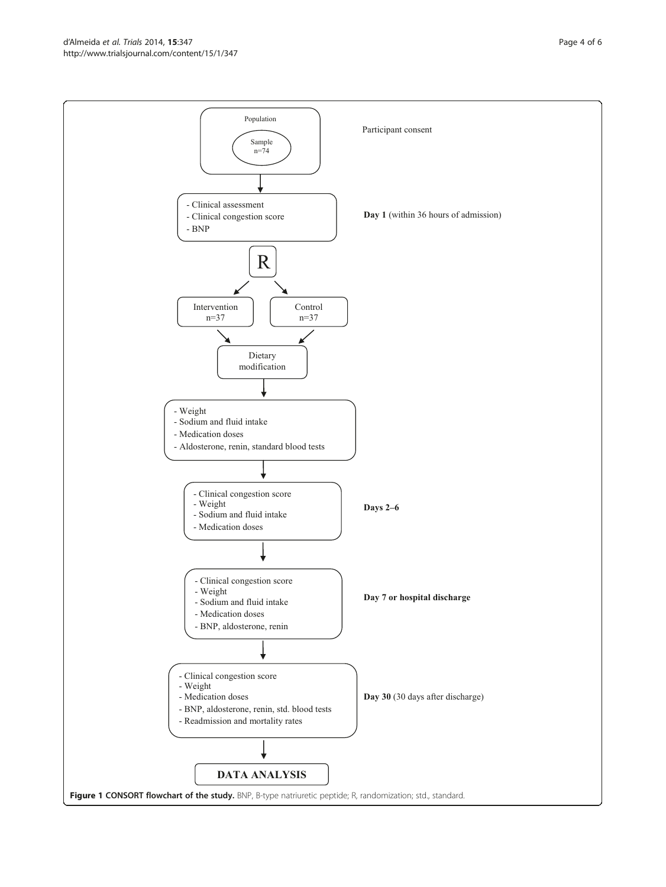Population

Sample
n=74

Participant consent

- Clinical assessment
- Clinical congestion score
- BNP

**Day 1** (within 36 hours of admission)

R

Intervention
n=37

Control
n=37

Dietary modification

- Weight
- Sodium and fluid intake
- Medication doses
- Aldosterone, renin, standard blood tests

- Clinical congestion score
- Weight
- Sodium and fluid intake
- Medication doses

**Days 2–6**

- Clinical congestion score
- Weight
- Sodium and fluid intake
- Medication doses
- BNP, aldosterone, renin

**Day 7 or hospital discharge**

- Clinical congestion score
- Weight
- Medication doses
- BNP, aldosterone, renin, std. blood tests
- Readmission and mortality rates

**Day 30** (30 days after discharge)

**DATA ANALYSIS**

**Figure 1 CONSORT flowchart of the study.** BNP, B-type natriuretic peptide; R, randomization; std., standard.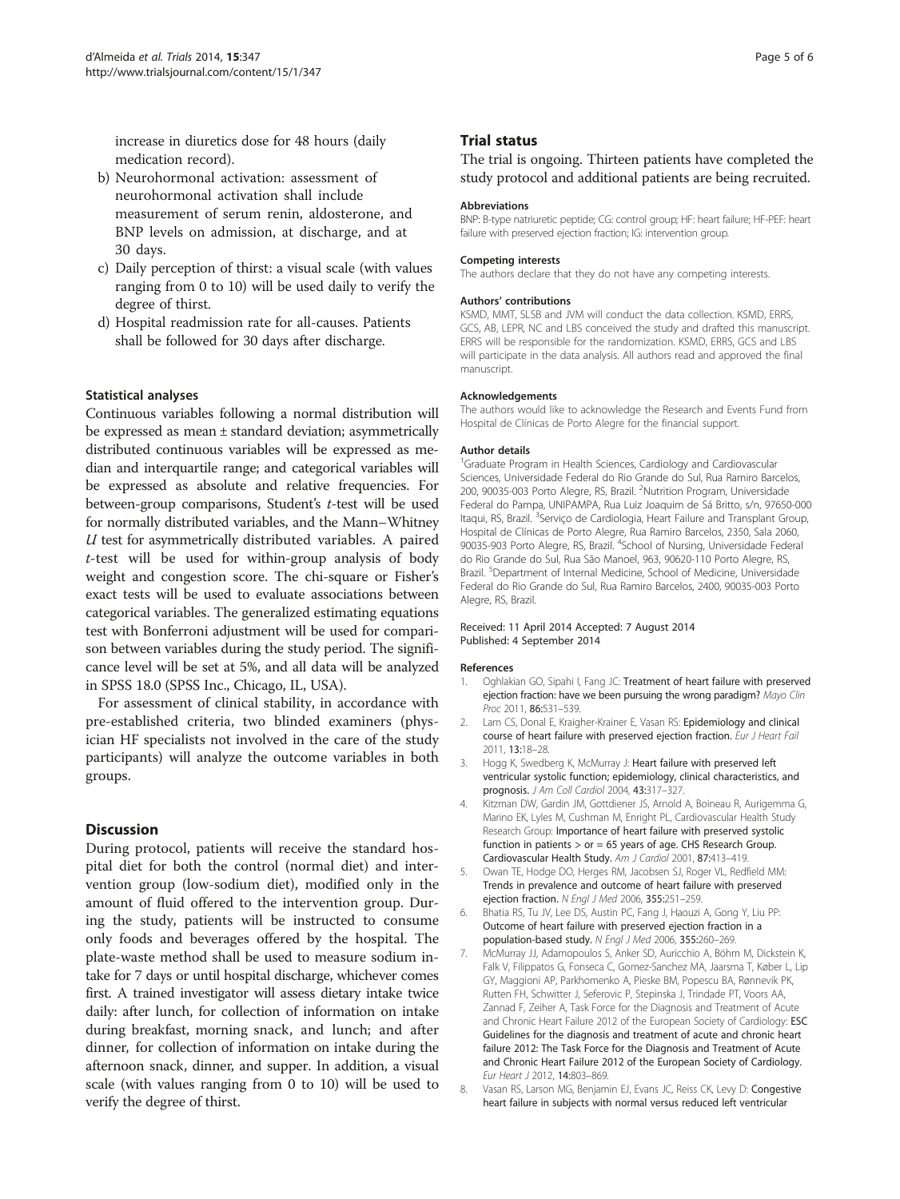increase in diuretics dose for 48 hours (daily medication record).

b) Neurohormonal activation: assessment of neurohormonal activation shall include measurement of serum renin, aldosterone, and BNP levels on admission, at discharge, and at 30 days.

c) Daily perception of thirst: a visual scale (with values ranging from 0 to 10) will be used daily to verify the degree of thirst.

d) Hospital readmission rate for all-causes. Patients shall be followed for 30 days after discharge.

### Statistical analyses

Continuous variables following a normal distribution will be expressed as mean ± standard deviation; asymmetrically distributed continuous variables will be expressed as median and interquartile range; and categorical variables will be expressed as absolute and relative frequencies. For between-group comparisons, Student's *t*-test will be used for normally distributed variables, and the Mann–Whitney *U* test for asymmetrically distributed variables. A paired *t*-test will be used for within-group analysis of body weight and congestion score. The chi-square or Fisher's exact tests will be used to evaluate associations between categorical variables. The generalized estimating equations test with Bonferroni adjustment will be used for comparison between variables during the study period. The significance level will be set at 5%, and all data will be analyzed in SPSS 18.0 (SPSS Inc., Chicago, IL, USA).

For assessment of clinical stability, in accordance with pre-established criteria, two blinded examiners (physician HF specialists not involved in the care of the study participants) will analyze the outcome variables in both groups.

## Discussion

During protocol, patients will receive the standard hospital diet for both the control (normal diet) and intervention group (low-sodium diet), modified only in the amount of fluid offered to the intervention group. During the study, patients will be instructed to consume only foods and beverages offered by the hospital. The plate-waste method shall be used to measure sodium intake for 7 days or until hospital discharge, whichever comes first. A trained investigator will assess dietary intake twice daily: after lunch, for collection of information on intake during breakfast, morning snack, and lunch; and after dinner, for collection of information on intake during the afternoon snack, dinner, and supper. In addition, a visual scale (with values ranging from 0 to 10) will be used to verify the degree of thirst.

## Trial status

The trial is ongoing. Thirteen patients have completed the study protocol and additional patients are being recruited.

#### Abbreviations

BNP: B-type natriuretic peptide; CG: control group; HF: heart failure; HF-PEF: heart failure with preserved ejection fraction; IG: intervention group.

#### Competing interests

The authors declare that they do not have any competing interests.

#### Authors' contributions

KSMD, MMT, SLSB and JVM will conduct the data collection. KSMD, ERRS, GCS, AB, LEPR, NC and LBS conceived the study and drafted this manuscript. ERRS will be responsible for the randomization. KSMD, ERRS, GCS and LBS will participate in the data analysis. All authors read and approved the final manuscript.

#### Acknowledgements

The authors would like to acknowledge the Research and Events Fund from Hospital de Clínicas de Porto Alegre for the financial support.

#### Author details

[1]Graduate Program in Health Sciences, Cardiology and Cardiovascular Sciences, Universidade Federal do Rio Grande do Sul, Rua Ramiro Barcelos, 200, 90035-003 Porto Alegre, RS, Brazil. [2]Nutrition Program, Universidade Federal do Pampa, UNIPAMPA, Rua Luiz Joaquim de Sá Britto, s/n, 97650-000 Itaqui, RS, Brazil. [3]Serviço de Cardiologia, Heart Failure and Transplant Group, Hospital de Clínicas de Porto Alegre, Rua Ramiro Barcelos, 2350, Sala 2060, 90035-903 Porto Alegre, RS, Brazil. [4]School of Nursing, Universidade Federal do Rio Grande do Sul, Rua São Manoel, 963, 90620-110 Porto Alegre, RS, Brazil. [5]Department of Internal Medicine, School of Medicine, Universidade Federal do Rio Grande do Sul, Rua Ramiro Barcelos, 2400, 90035-003 Porto Alegre, RS, Brazil.

Received: 11 April 2014 Accepted: 7 August 2014
Published: 4 September 2014

#### References

1. Oghlakian GO, Sipahi I, Fang JC: **Treatment of heart failure with preserved ejection fraction: have we been pursuing the wrong paradigm?** *Mayo Clin Proc* 2011, **86:**531–539.
2. Lam CS, Donal E, Kraigher-Krainer E, Vasan RS: **Epidemiology and clinical course of heart failure with preserved ejection fraction.** *Eur J Heart Fail* 2011, **13:**18–28.
3. Hogg K, Swedberg K, McMurray J: **Heart failure with preserved left ventricular systolic function; epidemiology, clinical characteristics, and prognosis.** *J Am Coll Cardiol* 2004, **43:**317–327.
4. Kitzman DW, Gardin JM, Gottdiener JS, Arnold A, Boineau R, Aurigemma G, Marino EK, Lyles M, Cushman M, Enright PL, Cardiovascular Health Study Research Group: **Importance of heart failure with preserved systolic function in patients > or = 65 years of age. CHS Research Group. Cardiovascular Health Study.** *Am J Cardiol* 2001, **87:**413–419.
5. Owan TE, Hodge DO, Herges RM, Jacobsen SJ, Roger VL, Redfield MM: **Trends in prevalence and outcome of heart failure with preserved ejection fraction.** *N Engl J Med* 2006, **355:**251–259.
6. Bhatia RS, Tu JV, Lee DS, Austin PC, Fang J, Haouzi A, Gong Y, Liu PP: **Outcome of heart failure with preserved ejection fraction in a population-based study.** *N Engl J Med* 2006, **355:**260–269.
7. McMurray JJ, Adamopoulos S, Anker SD, Auricchio A, Böhm M, Dickstein K, Falk V, Filippatos G, Fonseca C, Gomez-Sanchez MA, Jaarsma T, Køber L, Lip GY, Maggioni AP, Parkhomenko A, Pieske BM, Popescu BA, Rønnevik PK, Rutten FH, Schwitter J, Seferovic P, Stepinska J, Trindade PT, Voors AA, Zannad F, Zeiher A, Task Force for the Diagnosis and Treatment of Acute and Chronic Heart Failure 2012 of the European Society of Cardiology: **ESC Guidelines for the diagnosis and treatment of acute and chronic heart failure 2012: The Task Force for the Diagnosis and Treatment of Acute and Chronic Heart Failure 2012 of the European Society of Cardiology.** *Eur Heart J* 2012, **14:**803–869.
8. Vasan RS, Larson MG, Benjamin EJ, Evans JC, Reiss CK, Levy D: **Congestive heart failure in subjects with normal versus reduced left ventricular**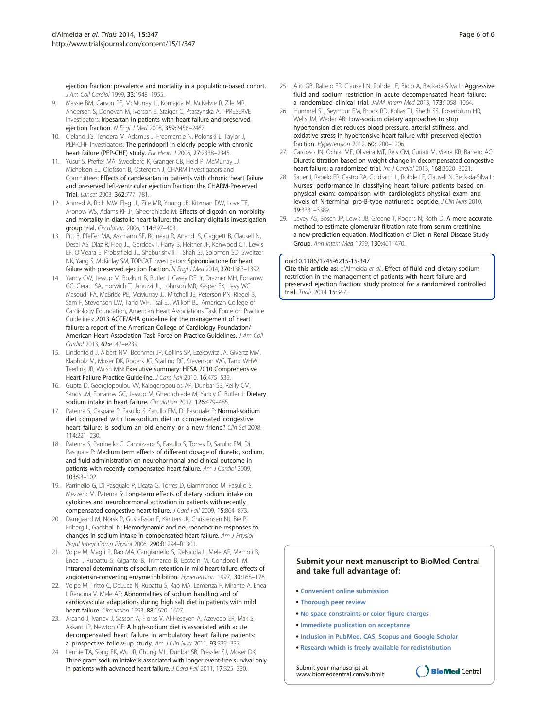ejection fraction: prevalence and mortality in a population-based cohort. *J Am Coll Cardiol* 1999, **33:**1948–1955.

9. Massie BM, Carson PE, McMurray JJ, Komajda M, McKelvie R, Zile MR, Anderson S, Donovan M, Iverson E, Staiger C, Ptaszynska A, I-PRESERVE Investigators: **Irbesartan in patients with heart failure and preserved ejection fraction.** *N Engl J Med* 2008, **359:**2456–2467.
10. Cleland JG, Tendera M, Adamus J, Freemantle N, Polonski L, Taylor J, PEP-CHF Investigators: **The perindopril in elderly people with chronic heart failure (PEP-CHF) study.** *Eur Heart J* 2006, **27:**2338–2345.
11. Yusuf S, Pfeffer MA, Swedberg K, Granger CB, Held P, McMurray JJ, Michelson EL, Olofsson B, Ostergren J, CHARM Investigators and Committees: **Effects of candesartan in patients with chronic heart failure and preserved left-ventricular ejection fraction: the CHARM-Preserved Trial.** *Lancet* 2003, **362:**777–781.
12. Ahmed A, Rich MW, Fleg JL, Zile MR, Young JB, Kitzman DW, Love TE, Aronow WS, Adams KF Jr, Gheorghiade M: **Effects of digoxin on morbidity and mortality in diastolic heart failure: the ancillary digitalis investigation group trial.** *Circulation* 2006, **114:**397–403.
13. Pitt B, Pfeffer MA, Assmann SF, Boineau R, Anand IS, Claggett B, Clausell N, Desai AS, Diaz R, Fleg JL, Gordeev I, Harty B, Heitner JF, Kenwood CT, Lewis EF, O'Meara E, Probstfield JL, Shaburishvili T, Shah SJ, Solomon SD, Sweitzer NK, Yang S, McKinlay SM, TOPCAT Investigators: **Spironolactone for heart failure with preserved ejection fraction.** *N Engl J Med* 2014, **370:**1383–1392.
14. Yancy CW, Jessup M, Bozkurt B, Butler J, Casey DE Jr, Drazner MH, Fonarow GC, Geraci SA, Horwich T, Januzzi JL, Johnson MR, Kasper EK, Levy WC, Masoudi FA, McBride PE, McMurray JJ, Mitchell JE, Peterson PN, Riegel B, Sam F, Stevenson LW, Tang WH, Tsai EJ, Wilkoff BL, American College of Cardiology Foundation, American Heart Associations Task Force on Practice Guidelines: **2013 ACCF/AHA guideline for the management of heart failure: a report of the American College of Cardiology Foundation/ American Heart Association Task Force on Practice Guidelines.** *J Am Coll Cardiol* 2013, **62:**e147–e239.
15. Lindenfeld J, Albert NM, Boehmer JP, Collins SP, Ezekowitz JA, Givertz MM, Klapholz M, Moser DK, Rogers JG, Starling RC, Stevenson WG, Tang WHW, Teerlink JR, Walsh MN: **Executive summary: HFSA 2010 Comprehensive Heart Failure Practice Guideline.** *J Card Fail* 2010, **16:**475–539.
16. Gupta D, Georgiopoulou VV, Kalogeropoulos AP, Dunbar SB, Reilly CM, Sands JM, Fonarow GC, Jessup M, Gheorghiade M, Yancy C, Butler J: **Dietary sodium intake in heart failure.** *Circulation* 2012, **126:**479–485.
17. Paterna S, Gaspare P, Fasullo S, Sarullo FM, Di Pasquale P: **Normal-sodium diet compared with low-sodium diet in compensated congestive heart failure: is sodium an old enemy or a new friend?** *Clin Sci* 2008, **114:**221–230.
18. Paterna S, Parrinello G, Cannizzaro S, Fasullo S, Torres D, Sarullo FM, Di Pasquale P: **Medium term effects of different dosage of diuretic, sodium, and fluid administration on neurohormonal and clinical outcome in patients with recently compensated heart failure.** *Am J Cardiol* 2009, **103:**93–102.
19. Parrinello G, Di Pasquale P, Licata G, Torres D, Giammanco M, Fasullo S, Mezzero M, Paterna S: **Long-term effects of dietary sodium intake on cytokines and neurohormonal activation in patients with recently compensated congestive heart failure.** *J Card Fail* 2009, **15:**864–873.
20. Damgaard M, Norsk P, Gustafsson F, Kanters JK, Christensen NJ, Bie P, Friberg L, Gadsbøll N: **Hemodynamic and neuroendocrine responses to changes in sodium intake in compensated heart failure.** *Am J Physiol Regul Integr Comp Physiol* 2006, **290:**R1294–R1301.
21. Volpe M, Magri P, Rao MA, Cangianiello S, DeNicola L, Mele AF, Memoli B, Enea I, Rubattu S, Gigante B, Trimarco B, Epstein M, Condorelli M: **Intrarenal determinants of sodium retention in mild heart failure: effects of angiotensin-converting enzyme inhibition.** *Hypertension* 1997, **30:**168–176.
22. Volpe M, Tritto C, DeLuca N, Rubattu S, Rao MA, Lamenza F, Mirante A, Enea I, Rendina V, Mele AF: **Abnormalities of sodium handling and of cardiovascular adaptations during high salt diet in patients with mild heart failure.** *Circulation* 1993, **88:**1620–1627.
23. Arcand J, Ivanov J, Sasson A, Floras V, Al-Hesayen A, Azevedo ER, Mak S, Akkard JP, Newton GE: **A high-sodium diet is associated with acute decompensated heart failure in ambulatory heart failure patients: a prospective follow-up study.** *Am J Clin Nutr* 2011, **93:**332–337.
24. Lennie TA, Song EK, Wu JR, Chung ML, Dunbar SB, Pressler SJ, Moser DK: **Three gram sodium intake is associated with longer event-free survival only in patients with advanced heart failure.** *J Card Fail* 2011, **17:**325–330.
25. Aliti GB, Rabelo ER, Clausell N, Rohde LE, Biolo A, Beck-da-Silva L: **Aggressive fluid and sodium restriction in acute decompensated heart failure: a randomized clinical trial.** *JAMA Intern Med* 2013, **173:**1058–1064.
26. Hummel SL, Seymour EM, Brook RD, Kolias TJ, Sheth SS, Rosenblum HR, Wells JM, Weder AB: **Low-sodium dietary approaches to stop hypertension diet reduces blood pressure, arterial stiffness, and oxidative stress in hypertensive heart failure with preserved ejection fraction.** *Hypertension* 2012, **60:**1200–1206.
27. Cardoso JN, Ochiai ME, Oliveira MT, Reis CM, Curiati M, Vieira KR, Barreto AC: **Diuretic titration based on weight change in decompensated congestive heart failure: a randomized trial.** *Int J Cardiol* 2013, **168:**3020–3021.
28. Sauer J, Rabelo ER, Castro RA, Goldraich L, Rohde LE, Clausell N, Beck-da-Silva L: **Nurses' performance in classifying heart failure patients based on physical exam: comparison with cardiologist's physical exam and levels of N-terminal pro-B-type natriuretic peptide.** *J Clin Nurs* 2010, **19:**3381–3389.
29. Levey AS, Bosch JP, Lewis JB, Greene T, Rogers N, Roth D: **A more accurate method to estimate glomerular filtration rate from serum creatinine: a new prediction equation. Modification of Diet in Renal Disease Study Group.** *Ann Intern Med* 1999, **130:**461–470.

doi:10.1186/1745-6215-15-347

**Cite this article as:** d'Almeida *et al.*: Effect of fluid and dietary sodium restriction in the management of patients with heart failure and preserved ejection fraction: study protocol for a randomized controlled trial. *Trials* 2014 **15**:347.

**Submit your next manuscript to BioMed Central and take full advantage of:**

- **Convenient online submission**
- **Thorough peer review**
- **No space constraints or color figure charges**
- **Immediate publication on acceptance**
- **Inclusion in PubMed, CAS, Scopus and Google Scholar**
- **Research which is freely available for redistribution**

Submit your manuscript at www.biomedcentral.com/submit

BioMed Central